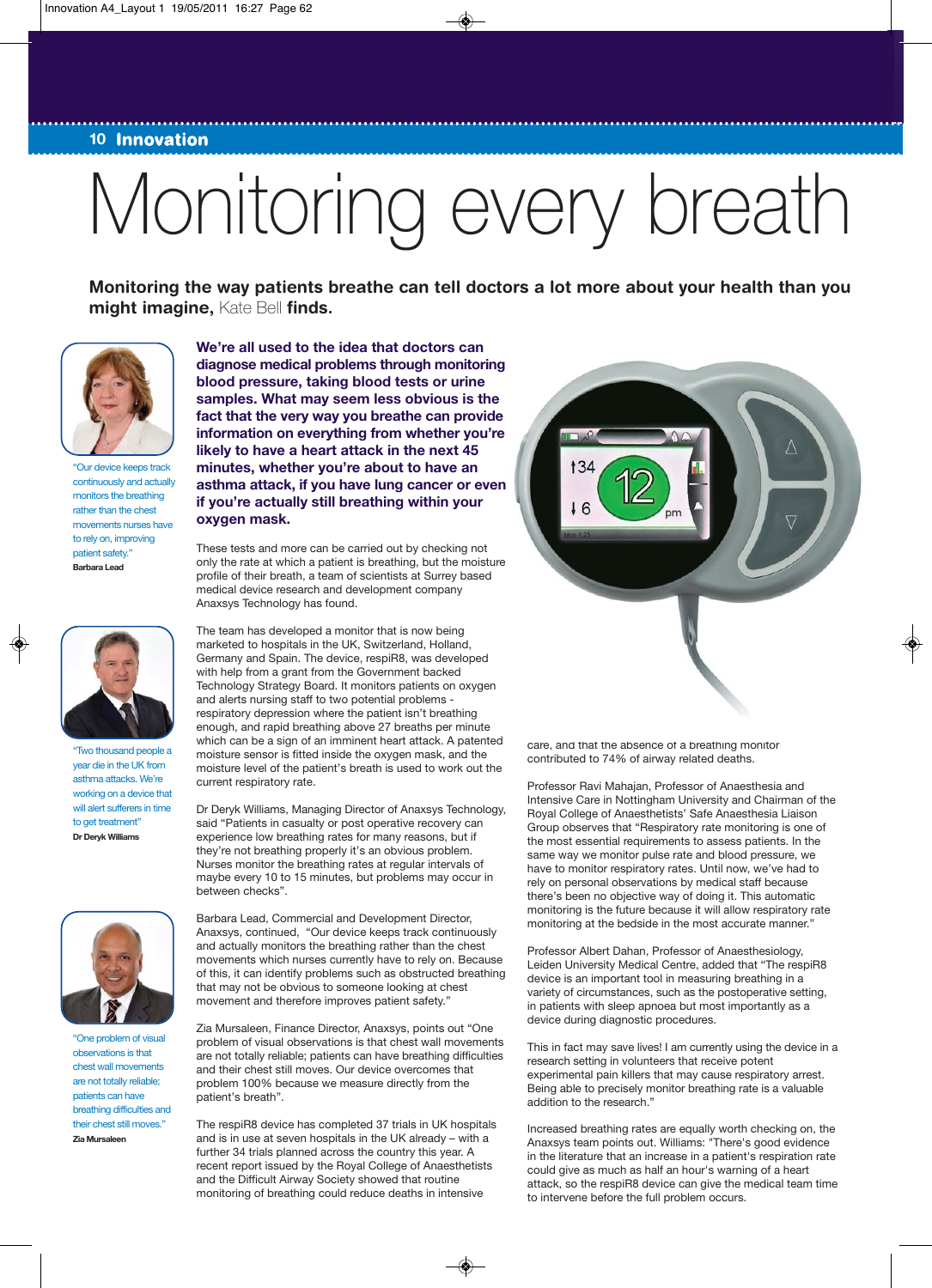# Monitoring every breath

**Monitoring the way patients breathe can tell doctors a lot more about your health than you might imagine,** Kate Bell **finds.**

"Our device keeps track continuously and actually monitors the breathing rather than the chest movements nurses have to rely on, improving patient safety."
**Barbara Lead**

"Two thousand people a year die in the UK from asthma attacks. We're working on a device that will alert sufferers in time to get treatment"
**Dr Deryk Williams**

"One problem of visual observations is that chest wall movements are not totally reliable; patients can have breathing difficulties and their chest still moves."
**Zia Mursaleen**

**We're all used to the idea that doctors can diagnose medical problems through monitoring blood pressure, taking blood tests or urine samples. What may seem less obvious is the fact that the very way you breathe can provide information on everything from whether you're likely to have a heart attack in the next 45 minutes, whether you're about to have an asthma attack, if you have lung cancer or even if you're actually still breathing within your oxygen mask.**

These tests and more can be carried out by checking not only the rate at which a patient is breathing, but the moisture profile of their breath, a team of scientists at Surrey based medical device research and development company Anaxsys Technology has found.

The team has developed a monitor that is now being marketed to hospitals in the UK, Switzerland, Holland, Germany and Spain. The device, respiR8, was developed with help from a grant from the Government backed Technology Strategy Board. It monitors patients on oxygen and alerts nursing staff to two potential problems - respiratory depression where the patient isn't breathing enough, and rapid breathing above 27 breaths per minute which can be a sign of an imminent heart attack. A patented moisture sensor is fitted inside the oxygen mask, and the moisture level of the patient's breath is used to work out the current respiratory rate.

Dr Deryk Williams, Managing Director of Anaxsys Technology, said "Patients in casualty or post operative recovery can experience low breathing rates for many reasons, but if they're not breathing properly it's an obvious problem. Nurses monitor the breathing rates at regular intervals of maybe every 10 to 15 minutes, but problems may occur in between checks".

Barbara Lead, Commercial and Development Director, Anaxsys, continued, "Our device keeps track continuously and actually monitors the breathing rather than the chest movements which nurses currently have to rely on. Because of this, it can identify problems such as obstructed breathing that may not be obvious to someone looking at chest movement and therefore improves patient safety."

Zia Mursaleen, Finance Director, Anaxsys, points out "One problem of visual observations is that chest wall movements are not totally reliable; patients can have breathing difficulties and their chest still moves. Our device overcomes that problem 100% because we measure directly from the patient's breath".

The respiR8 device has completed 37 trials in UK hospitals and is in use at seven hospitals in the UK already – with a further 34 trials planned across the country this year. A recent report issued by the Royal College of Anaesthetists and the Difficult Airway Society showed that routine monitoring of breathing could reduce deaths in intensive care, and that the absence of a breathing monitor contributed to 74% of airway related deaths.

Professor Ravi Mahajan, Professor of Anaesthesia and Intensive Care in Nottingham University and Chairman of the Royal College of Anaesthetists' Safe Anaesthesia Liaison Group observes that "Respiratory rate monitoring is one of the most essential requirements to assess patients. In the same way we monitor pulse rate and blood pressure, we have to monitor respiratory rates. Until now, we've had to rely on personal observations by medical staff because there's been no objective way of doing it. This automatic monitoring is the future because it will allow respiratory rate monitoring at the bedside in the most accurate manner."

Professor Albert Dahan, Professor of Anaesthesiology, Leiden University Medical Centre, added that "The respiR8 device is an important tool in measuring breathing in a variety of circumstances, such as the postoperative setting, in patients with sleep apnoea but most importantly as a device during diagnostic procedures.

This in fact may save lives! I am currently using the device in a research setting in volunteers that receive potent experimental pain killers that may cause respiratory arrest. Being able to precisely monitor breathing rate is a valuable addition to the research."

Increased breathing rates are equally worth checking on, the Anaxsys team points out. Williams: "There's good evidence in the literature that an increase in a patient's respiration rate could give as much as half an hour's warning of a heart attack, so the respiR8 device can give the medical team time to intervene before the full problem occurs.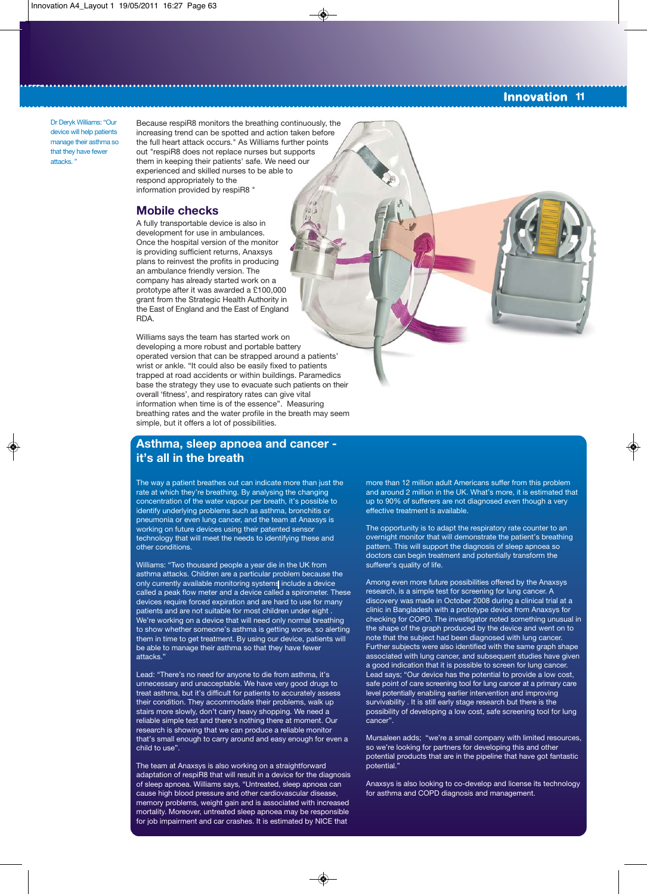Dr Deryk Williams: "Our device will help patients manage their asthma so that they have fewer attacks. "

Because respiR8 monitors the breathing continuously, the increasing trend can be spotted and action taken before the full heart attack occurs." As Williams further points out "respiR8 does not replace nurses but supports them in keeping their patients' safe. We need our experienced and skilled nurses to be able to respond appropriately to the information provided by respiR8 "

## Mobile checks

A fully transportable device is also in development for use in ambulances. Once the hospital version of the monitor is providing sufficient returns, Anaxsys plans to reinvest the profits in producing an ambulance friendly version. The company has already started work on a prototype after it was awarded a £100,000 grant from the Strategic Health Authority in the East of England and the East of England RDA.

Williams says the team has started work on developing a more robust and portable battery operated version that can be strapped around a patients' wrist or ankle. "It could also be easily fixed to patients trapped at road accidents or within buildings. Paramedics base the strategy they use to evacuate such patients on their overall 'fitness', and respiratory rates can give vital information when time is of the essence". Measuring breathing rates and the water profile in the breath may seem simple, but it offers a lot of possibilities.

## Asthma, sleep apnoea and cancer - it's all in the breath

The way a patient breathes out can indicate more than just the rate at which they're breathing. By analysing the changing concentration of the water vapour per breath, it's possible to identify underlying problems such as asthma, bronchitis or pneumonia or even lung cancer, and the team at Anaxsys is working on future devices using their patented sensor technology that will meet the needs to identifying these and other conditions.

Williams: "Two thousand people a year die in the UK from asthma attacks. Children are a particular problem because the only currently available monitoring systems include a device called a peak flow meter and a device called a spirometer. These devices require forced expiration and are hard to use for many patients and are not suitable for most children under eight . We're working on a device that will need only normal breathing to show whether someone's asthma is getting worse, so alerting them in time to get treatment. By using our device, patients will be able to manage their asthma so that they have fewer attacks."

Lead: "There's no need for anyone to die from asthma, it's unnecessary and unacceptable. We have very good drugs to treat asthma, but it's difficult for patients to accurately assess their condition. They accommodate their problems, walk up stairs more slowly, don't carry heavy shopping. We need a reliable simple test and there's nothing there at moment. Our research is showing that we can produce a reliable monitor that's small enough to carry around and easy enough for even a child to use".

The team at Anaxsys is also working on a straightforward adaptation of respiR8 that will result in a device for the diagnosis of sleep apnoea. Williams says, "Untreated, sleep apnoea can cause high blood pressure and other cardiovascular disease, memory problems, weight gain and is associated with increased mortality. Moreover, untreated sleep apnoea may be responsible for job impairment and car crashes. It is estimated by NICE that more than 12 million adult Americans suffer from this problem and around 2 million in the UK. What's more, it is estimated that up to 90% of sufferers are not diagnosed even though a very effective treatment is available.

The opportunity is to adapt the respiratory rate counter to an overnight monitor that will demonstrate the patient's breathing pattern. This will support the diagnosis of sleep apnoea so doctors can begin treatment and potentially transform the sufferer's quality of life.

Among even more future possibilities offered by the Anaxsys research, is a simple test for screening for lung cancer. A discovery was made in October 2008 during a clinical trial at a clinic in Bangladesh with a prototype device from Anaxsys for checking for COPD. The investigator noted something unusual in the shape of the graph produced by the device and went on to note that the subject had been diagnosed with lung cancer. Further subjects were also identified with the same graph shape associated with lung cancer, and subsequent studies have given a good indication that it is possible to screen for lung cancer. Lead says; "Our device has the potential to provide a low cost, safe point of care screening tool for lung cancer at a primary care level potentially enabling earlier intervention and improving survivability . It is still early stage research but there is the possibility of developing a low cost, safe screening tool for lung cancer".

Mursaleen adds; "we're a small company with limited resources, so we're looking for partners for developing this and other potential products that are in the pipeline that have got fantastic potential."

Anaxsys is also looking to co-develop and license its technology for asthma and COPD diagnosis and management.